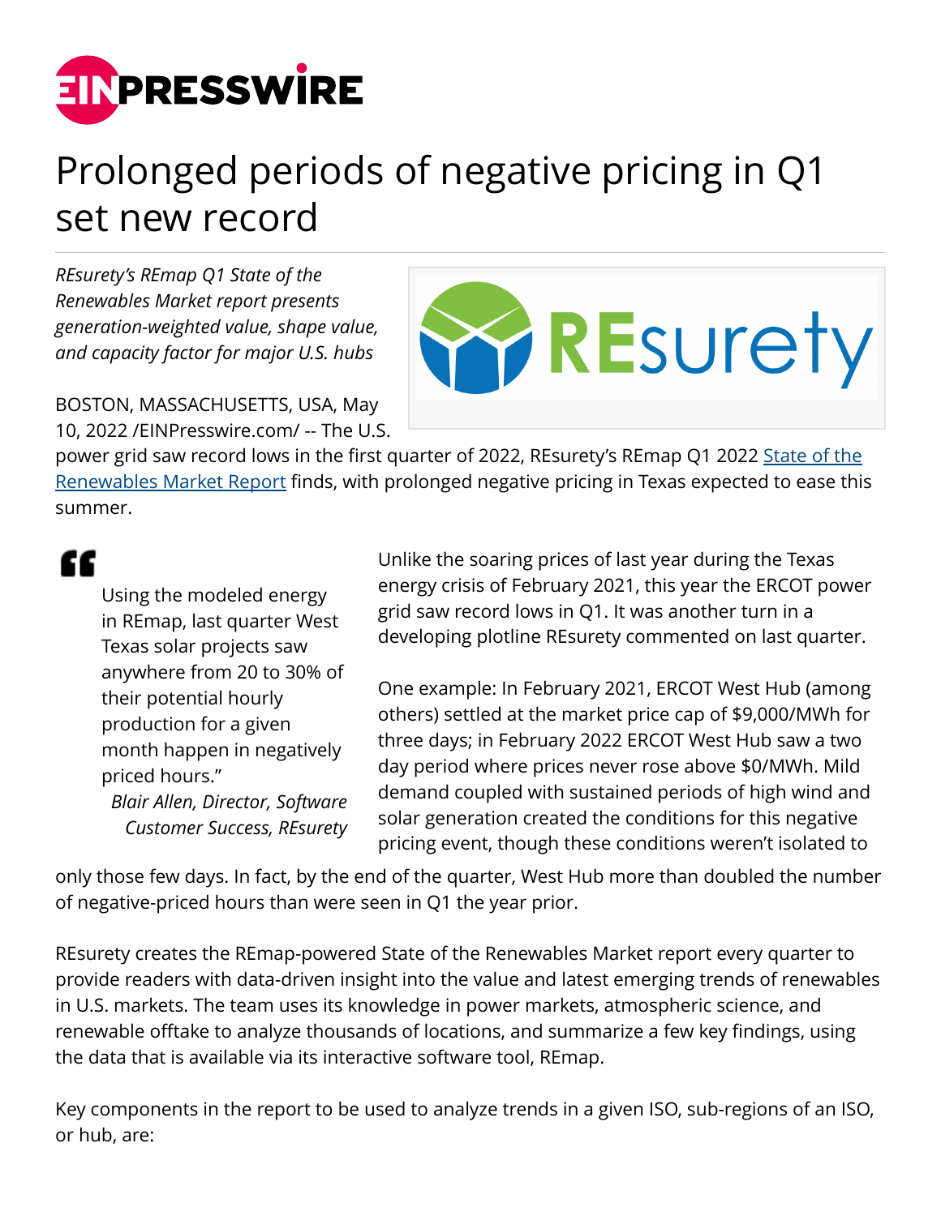# Prolonged periods of negative pricing in Q1 set new record

*REsurety's REmap Q1 State of the Renewables Market report presents generation-weighted value, shape value, and capacity factor for major U.S. hubs*

BOSTON, MASSACHUSETTS, USA, May 10, 2022 /EINPresswire.com/ -- The U.S. power grid saw record lows in the first quarter of 2022, REsurety's REmap Q1 2022 State of the Renewables Market Report finds, with prolonged negative pricing in Texas expected to ease this summer.

> "Using the modeled energy in REmap, last quarter West Texas solar projects saw anywhere from 20 to 30% of their potential hourly production for a given month happen in negatively priced hours."
> *Blair Allen, Director, Software Customer Success, REsurety*

Unlike the soaring prices of last year during the Texas energy crisis of February 2021, this year the ERCOT power grid saw record lows in Q1. It was another turn in a developing plotline REsurety commented on last quarter.

One example: In February 2021, ERCOT West Hub (among others) settled at the market price cap of $9,000/MWh for three days; in February 2022 ERCOT West Hub saw a two day period where prices never rose above $0/MWh. Mild demand coupled with sustained periods of high wind and solar generation created the conditions for this negative pricing event, though these conditions weren't isolated to only those few days. In fact, by the end of the quarter, West Hub more than doubled the number of negative-priced hours than were seen in Q1 the year prior.

REsurety creates the REmap-powered State of the Renewables Market report every quarter to provide readers with data-driven insight into the value and latest emerging trends of renewables in U.S. markets. The team uses its knowledge in power markets, atmospheric science, and renewable offtake to analyze thousands of locations, and summarize a few key findings, using the data that is available via its interactive software tool, REmap.

Key components in the report to be used to analyze trends in a given ISO, sub-regions of an ISO, or hub, are: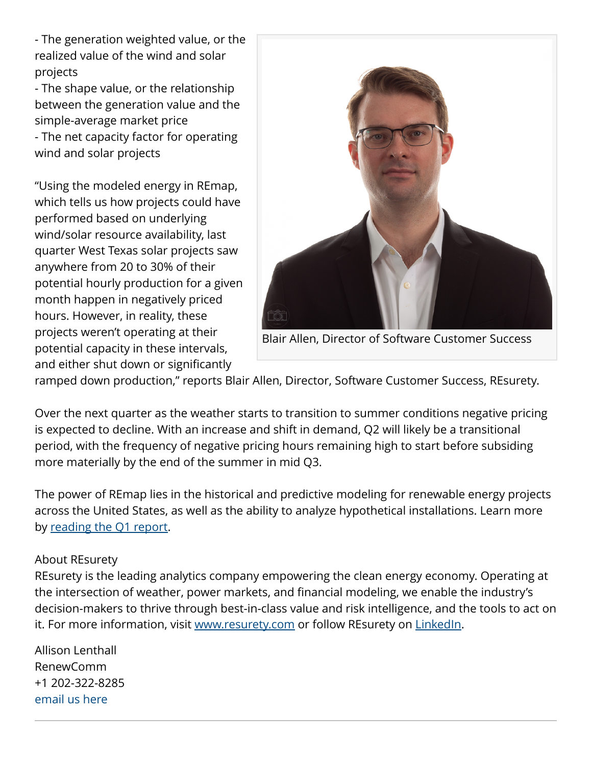- The generation weighted value, or the realized value of the wind and solar projects
- The shape value, or the relationship between the generation value and the simple-average market price
- The net capacity factor for operating wind and solar projects

"Using the modeled energy in REmap, which tells us how projects could have performed based on underlying wind/solar resource availability, last quarter West Texas solar projects saw anywhere from 20 to 30% of their potential hourly production for a given month happen in negatively priced hours. However, in reality, these projects weren't operating at their potential capacity in these intervals, and either shut down or significantly ramped down production," reports Blair Allen, Director, Software Customer Success, REsurety.

Blair Allen, Director of Software Customer Success

Over the next quarter as the weather starts to transition to summer conditions negative pricing is expected to decline. With an increase and shift in demand, Q2 will likely be a transitional period, with the frequency of negative pricing hours remaining high to start before subsiding more materially by the end of the summer in mid Q3.

The power of REmap lies in the historical and predictive modeling for renewable energy projects across the United States, as well as the ability to analyze hypothetical installations. Learn more by [reading the Q1 report](#).

About REsurety
REsurety is the leading analytics company empowering the clean energy economy. Operating at the intersection of weather, power markets, and financial modeling, we enable the industry's decision-makers to thrive through best-in-class value and risk intelligence, and the tools to act on it. For more information, visit [www.resurety.com](http://www.resurety.com) or follow REsurety on [LinkedIn](#).

Allison Lenthall
RenewComm
+1 202-322-8285
email us here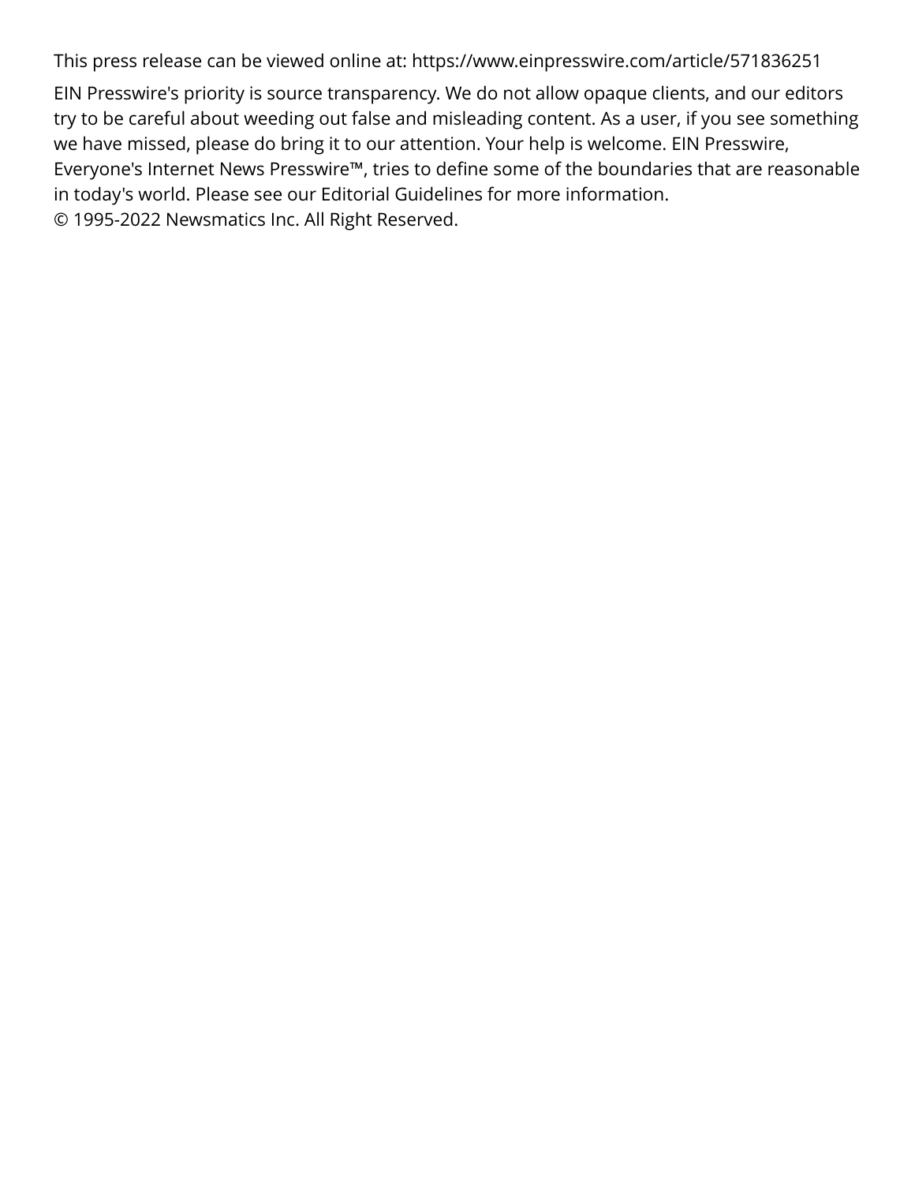This press release can be viewed online at: https://www.einpresswire.com/article/571836251

EIN Presswire's priority is source transparency. We do not allow opaque clients, and our editors try to be careful about weeding out false and misleading content. As a user, if you see something we have missed, please do bring it to our attention. Your help is welcome. EIN Presswire, Everyone's Internet News Presswire™, tries to define some of the boundaries that are reasonable in today's world. Please see our Editorial Guidelines for more information.

© 1995-2022 Newsmatics Inc. All Right Reserved.